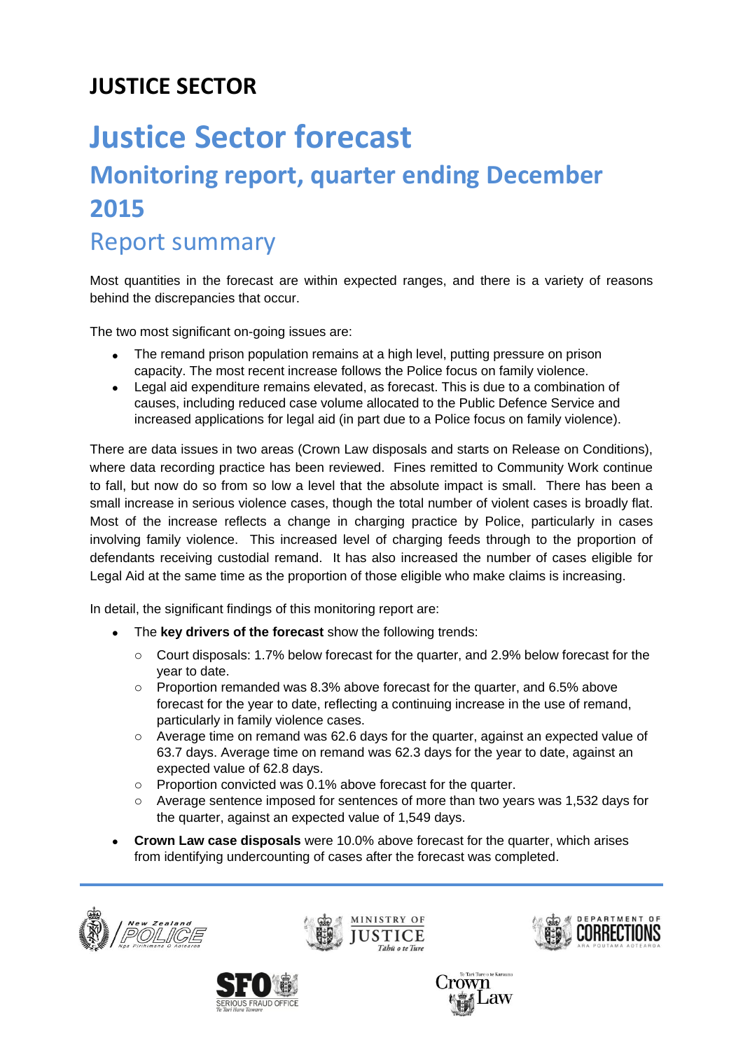# JUSTICE SECTOR

# Justice Sector forecast

## Monitoring report, quarter ending December 2015

## Report summary

Most quantities in the forecast are within expected ranges, and there is a variety of reasons behind the discrepancies that occur.

The two most significant on-going issues are:

- The remand prison population remains at a high level, putting pressure on prison capacity. The most recent increase follows the Police focus on family violence.
- Legal aid expenditure remains elevated, as forecast. This is due to a combination of causes, including reduced case volume allocated to the Public Defence Service and increased applications for legal aid (in part due to a Police focus on family violence).

There are data issues in two areas (Crown Law disposals and starts on Release on Conditions), where data recording practice has been reviewed. Fines remitted to Community Work continue to fall, but now do so from so low a level that the absolute impact is small. There has been a small increase in serious violence cases, though the total number of violent cases is broadly flat. Most of the increase reflects a change in charging practice by Police, particularly in cases involving family violence. This increased level of charging feeds through to the proportion of defendants receiving custodial remand. It has also increased the number of cases eligible for Legal Aid at the same time as the proportion of those eligible who make claims is increasing.

In detail, the significant findings of this monitoring report are:

- The **key drivers of the forecast** show the following trends:
  - Court disposals: 1.7% below forecast for the quarter, and 2.9% below forecast for the year to date.
  - Proportion remanded was 8.3% above forecast for the quarter, and 6.5% above forecast for the year to date, reflecting a continuing increase in the use of remand, particularly in family violence cases.
  - Average time on remand was 62.6 days for the quarter, against an expected value of 63.7 days. Average time on remand was 62.3 days for the year to date, against an expected value of 62.8 days.
  - Proportion convicted was 0.1% above forecast for the quarter.
  - Average sentence imposed for sentences of more than two years was 1,532 days for the quarter, against an expected value of 1,549 days.
- **Crown Law case disposals** were 10.0% above forecast for the quarter, which arises from identifying undercounting of cases after the forecast was completed.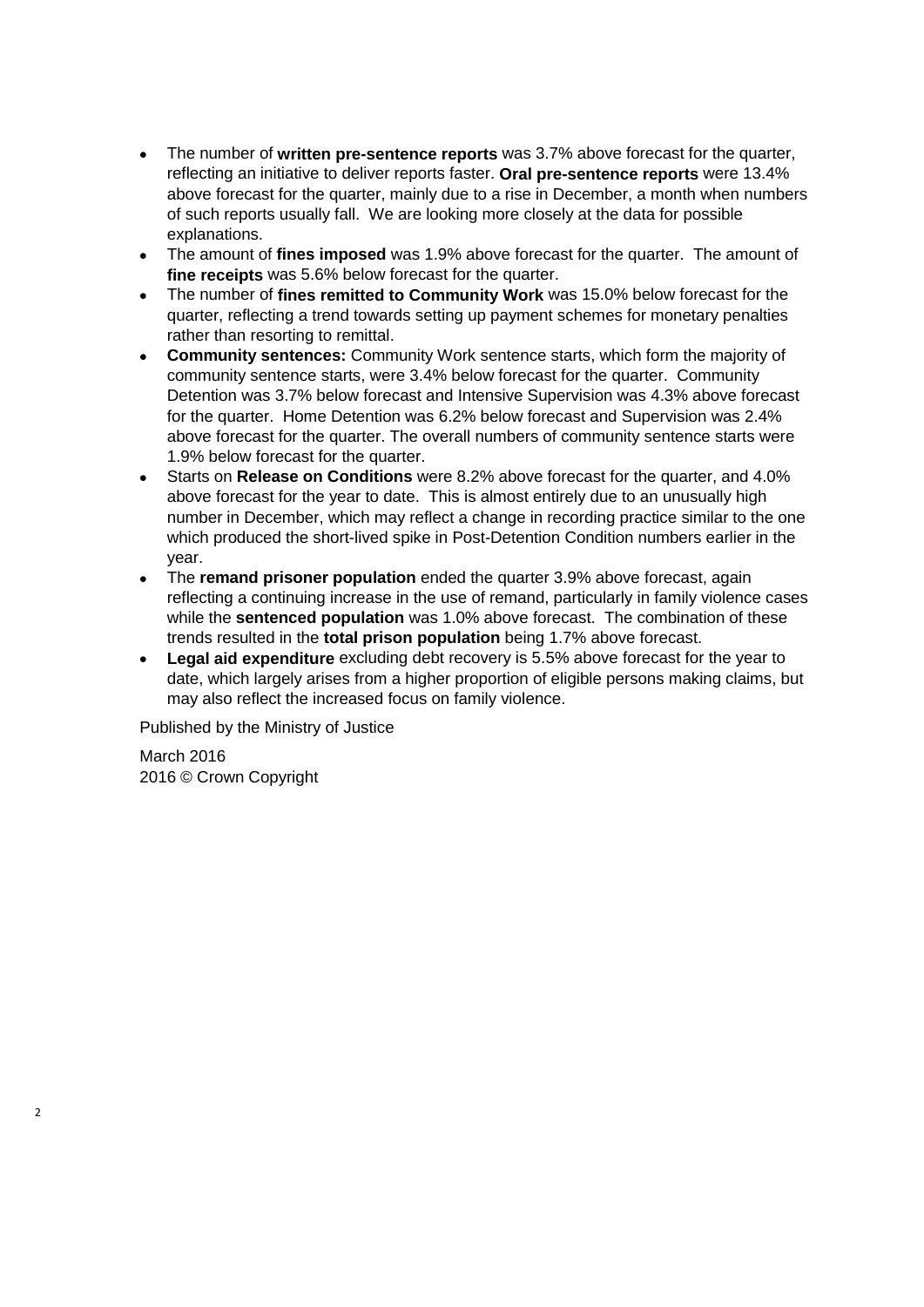- The number of **written pre-sentence reports** was 3.7% above forecast for the quarter, reflecting an initiative to deliver reports faster. **Oral pre-sentence reports** were 13.4% above forecast for the quarter, mainly due to a rise in December, a month when numbers of such reports usually fall. We are looking more closely at the data for possible explanations.
- The amount of **fines imposed** was 1.9% above forecast for the quarter. The amount of **fine receipts** was 5.6% below forecast for the quarter.
- The number of **fines remitted to Community Work** was 15.0% below forecast for the quarter, reflecting a trend towards setting up payment schemes for monetary penalties rather than resorting to remittal.
- **Community sentences:** Community Work sentence starts, which form the majority of community sentence starts, were 3.4% below forecast for the quarter. Community Detention was 3.7% below forecast and Intensive Supervision was 4.3% above forecast for the quarter. Home Detention was 6.2% below forecast and Supervision was 2.4% above forecast for the quarter. The overall numbers of community sentence starts were 1.9% below forecast for the quarter.
- Starts on **Release on Conditions** were 8.2% above forecast for the quarter, and 4.0% above forecast for the year to date. This is almost entirely due to an unusually high number in December, which may reflect a change in recording practice similar to the one which produced the short-lived spike in Post-Detention Condition numbers earlier in the year.
- The **remand prisoner population** ended the quarter 3.9% above forecast, again reflecting a continuing increase in the use of remand, particularly in family violence cases while the **sentenced population** was 1.0% above forecast. The combination of these trends resulted in the **total prison population** being 1.7% above forecast.
- **Legal aid expenditure** excluding debt recovery is 5.5% above forecast for the year to date, which largely arises from a higher proportion of eligible persons making claims, but may also reflect the increased focus on family violence.

Published by the Ministry of Justice

March 2016
2016 © Crown Copyright